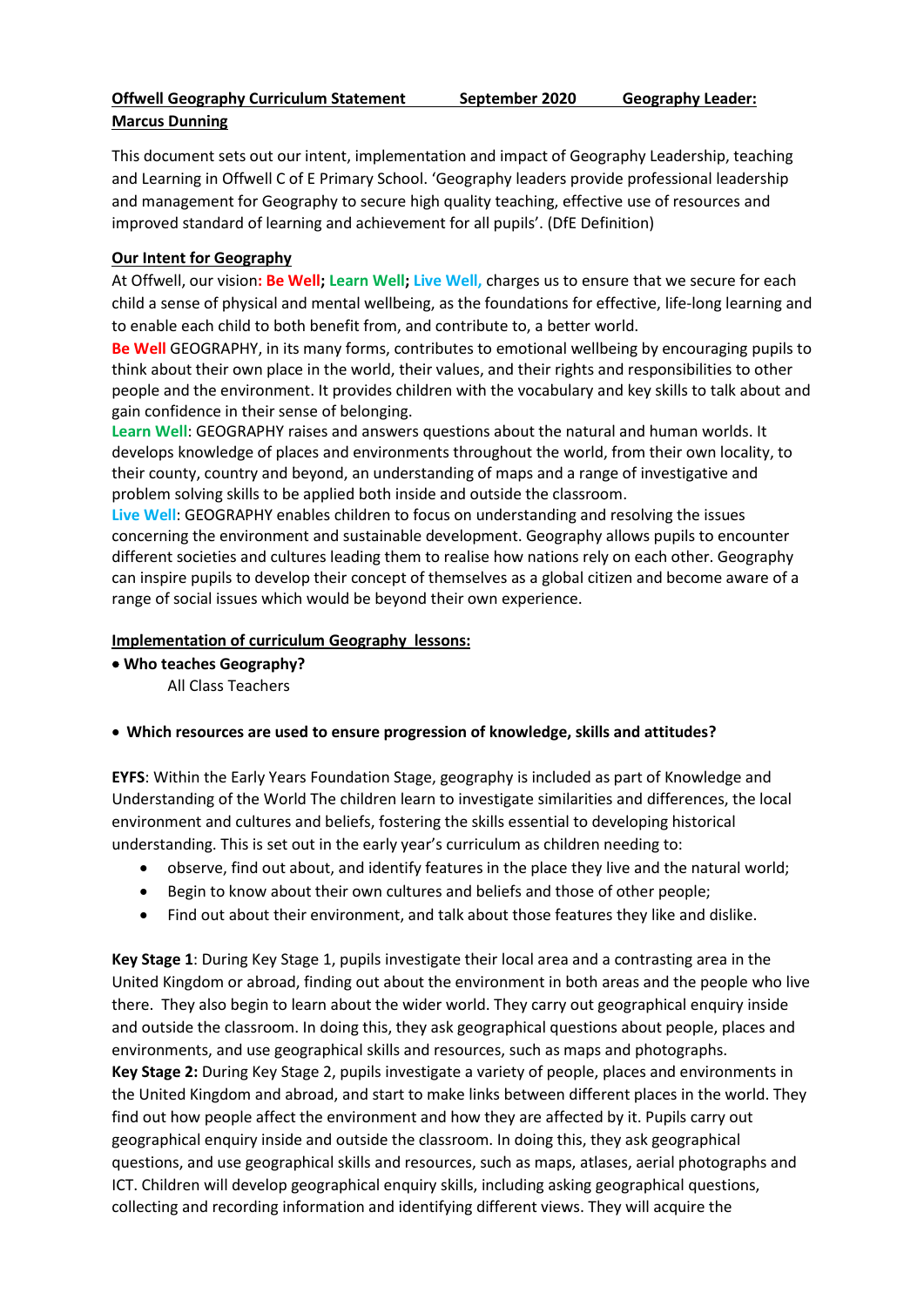**Offwell Geography Curriculum Statement September 2020 Geography Leader: Marcus Dunning**

This document sets out our intent, implementation and impact of Geography Leadership, teaching and Learning in Offwell C of E Primary School. 'Geography leaders provide professional leadership and management for Geography to secure high quality teaching, effective use of resources and improved standard of learning and achievement for all pupils'. (DfE Definition)

**Our Intent for Geography**

At Offwell, our vision**: Be Well; Learn Well; Live Well,** charges us to ensure that we secure for each child a sense of physical and mental wellbeing, as the foundations for effective, life-long learning and to enable each child to both benefit from, and contribute to, a better world.

**Be Well** GEOGRAPHY, in its many forms, contributes to emotional wellbeing by encouraging pupils to think about their own place in the world, their values, and their rights and responsibilities to other people and the environment. It provides children with the vocabulary and key skills to talk about and gain confidence in their sense of belonging.

**Learn Well**: GEOGRAPHY raises and answers questions about the natural and human worlds. It develops knowledge of places and environments throughout the world, from their own locality, to their county, country and beyond, an understanding of maps and a range of investigative and problem solving skills to be applied both inside and outside the classroom.

**Live Well**: GEOGRAPHY enables children to focus on understanding and resolving the issues concerning the environment and sustainable development. Geography allows pupils to encounter different societies and cultures leading them to realise how nations rely on each other. Geography can inspire pupils to develop their concept of themselves as a global citizen and become aware of a range of social issues which would be beyond their own experience.

**Implementation of curriculum Geography lessons:**

- **Who teaches Geography?**

  All Class Teachers

- **Which resources are used to ensure progression of knowledge, skills and attitudes?**

**EYFS**: Within the Early Years Foundation Stage, geography is included as part of Knowledge and Understanding of the World The children learn to investigate similarities and differences, the local environment and cultures and beliefs, fostering the skills essential to developing historical understanding. This is set out in the early year's curriculum as children needing to:

- observe, find out about, and identify features in the place they live and the natural world;
- Begin to know about their own cultures and beliefs and those of other people;
- Find out about their environment, and talk about those features they like and dislike.

**Key Stage 1**: During Key Stage 1, pupils investigate their local area and a contrasting area in the United Kingdom or abroad, finding out about the environment in both areas and the people who live there. They also begin to learn about the wider world. They carry out geographical enquiry inside and outside the classroom. In doing this, they ask geographical questions about people, places and environments, and use geographical skills and resources, such as maps and photographs.

**Key Stage 2:** During Key Stage 2, pupils investigate a variety of people, places and environments in the United Kingdom and abroad, and start to make links between different places in the world. They find out how people affect the environment and how they are affected by it. Pupils carry out geographical enquiry inside and outside the classroom. In doing this, they ask geographical questions, and use geographical skills and resources, such as maps, atlases, aerial photographs and ICT. Children will develop geographical enquiry skills, including asking geographical questions, collecting and recording information and identifying different views. They will acquire the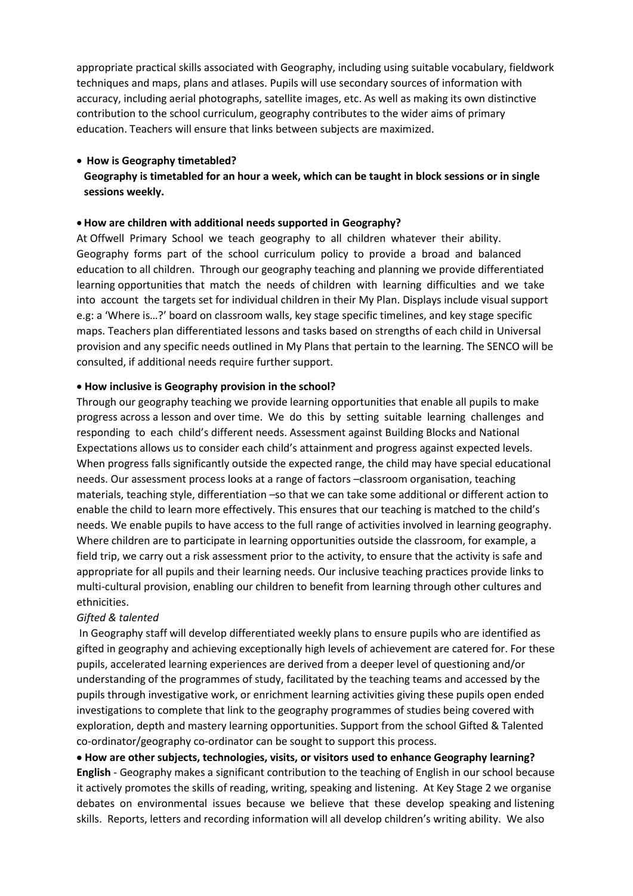appropriate practical skills associated with Geography, including using suitable vocabulary, fieldwork techniques and maps, plans and atlases. Pupils will use secondary sources of information with accuracy, including aerial photographs, satellite images, etc. As well as making its own distinctive contribution to the school curriculum, geography contributes to the wider aims of primary education. Teachers will ensure that links between subjects are maximized.

- **How is Geography timetabled?**

  **Geography is timetabled for an hour a week, which can be taught in block sessions or in single sessions weekly.**

- **How are children with additional needs supported in Geography?**

At Offwell Primary School we teach geography to all children whatever their ability. Geography forms part of the school curriculum policy to provide a broad and balanced education to all children. Through our geography teaching and planning we provide differentiated learning opportunities that match the needs of children with learning difficulties and we take into account the targets set for individual children in their My Plan. Displays include visual support e.g: a 'Where is…?' board on classroom walls, key stage specific timelines, and key stage specific maps. Teachers plan differentiated lessons and tasks based on strengths of each child in Universal provision and any specific needs outlined in My Plans that pertain to the learning. The SENCO will be consulted, if additional needs require further support.

- **How inclusive is Geography provision in the school?**

Through our geography teaching we provide learning opportunities that enable all pupils to make progress across a lesson and over time. We do this by setting suitable learning challenges and responding to each child's different needs. Assessment against Building Blocks and National Expectations allows us to consider each child's attainment and progress against expected levels. When progress falls significantly outside the expected range, the child may have special educational needs. Our assessment process looks at a range of factors –classroom organisation, teaching materials, teaching style, differentiation –so that we can take some additional or different action to enable the child to learn more effectively. This ensures that our teaching is matched to the child's needs. We enable pupils to have access to the full range of activities involved in learning geography. Where children are to participate in learning opportunities outside the classroom, for example, a field trip, we carry out a risk assessment prior to the activity, to ensure that the activity is safe and appropriate for all pupils and their learning needs. Our inclusive teaching practices provide links to multi-cultural provision, enabling our children to benefit from learning through other cultures and ethnicities.

*Gifted & talented*

In Geography staff will develop differentiated weekly plans to ensure pupils who are identified as gifted in geography and achieving exceptionally high levels of achievement are catered for. For these pupils, accelerated learning experiences are derived from a deeper level of questioning and/or understanding of the programmes of study, facilitated by the teaching teams and accessed by the pupils through investigative work, or enrichment learning activities giving these pupils open ended investigations to complete that link to the geography programmes of studies being covered with exploration, depth and mastery learning opportunities. Support from the school Gifted & Talented co-ordinator/geography co-ordinator can be sought to support this process.

- **How are other subjects, technologies, visits, or visitors used to enhance Geography learning?**

**English** - Geography makes a significant contribution to the teaching of English in our school because it actively promotes the skills of reading, writing, speaking and listening. At Key Stage 2 we organise debates on environmental issues because we believe that these develop speaking and listening skills. Reports, letters and recording information will all develop children's writing ability. We also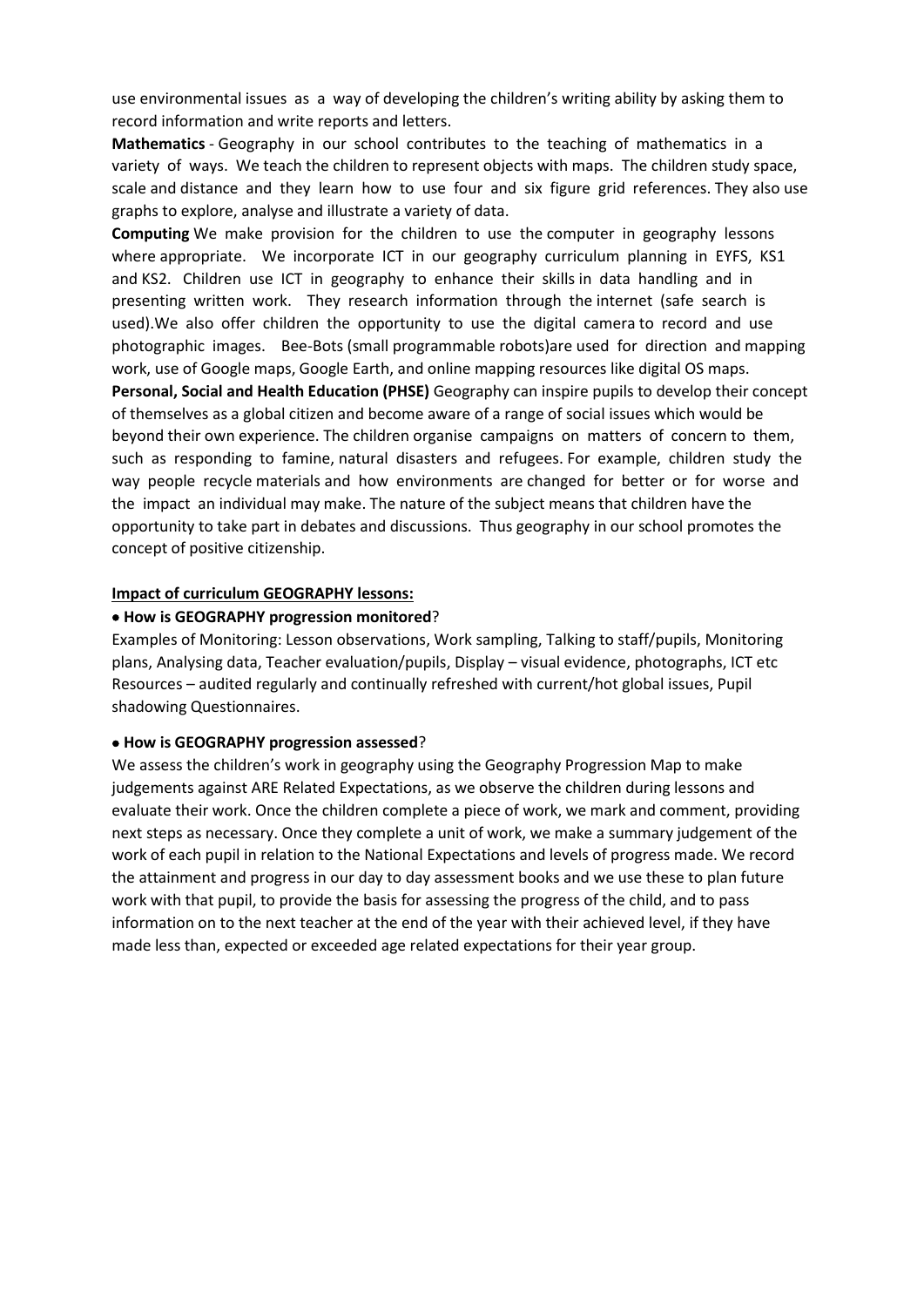use environmental issues as a way of developing the children's writing ability by asking them to record information and write reports and letters.

**Mathematics** - Geography in our school contributes to the teaching of mathematics in a variety of ways. We teach the children to represent objects with maps. The children study space, scale and distance and they learn how to use four and six figure grid references. They also use graphs to explore, analyse and illustrate a variety of data.

**Computing** We make provision for the children to use the computer in geography lessons where appropriate. We incorporate ICT in our geography curriculum planning in EYFS, KS1 and KS2. Children use ICT in geography to enhance their skills in data handling and in presenting written work. They research information through the internet (safe search is used).We also offer children the opportunity to use the digital camera to record and use photographic images. Bee-Bots (small programmable robots)are used for direction and mapping work, use of Google maps, Google Earth, and online mapping resources like digital OS maps.

**Personal, Social and Health Education (PHSE)** Geography can inspire pupils to develop their concept of themselves as a global citizen and become aware of a range of social issues which would be beyond their own experience. The children organise campaigns on matters of concern to them, such as responding to famine, natural disasters and refugees. For example, children study the way people recycle materials and how environments are changed for better or for worse and the impact an individual may make. The nature of the subject means that children have the opportunity to take part in debates and discussions. Thus geography in our school promotes the concept of positive citizenship.

**<u>Impact of curriculum GEOGRAPHY lessons:</u>**

- **How is GEOGRAPHY progression monitored**?

Examples of Monitoring: Lesson observations, Work sampling, Talking to staff/pupils, Monitoring plans, Analysing data, Teacher evaluation/pupils, Display – visual evidence, photographs, ICT etc Resources – audited regularly and continually refreshed with current/hot global issues, Pupil shadowing Questionnaires.

- **How is GEOGRAPHY progression assessed**?

We assess the children's work in geography using the Geography Progression Map to make judgements against ARE Related Expectations, as we observe the children during lessons and evaluate their work. Once the children complete a piece of work, we mark and comment, providing next steps as necessary. Once they complete a unit of work, we make a summary judgement of the work of each pupil in relation to the National Expectations and levels of progress made. We record the attainment and progress in our day to day assessment books and we use these to plan future work with that pupil, to provide the basis for assessing the progress of the child, and to pass information on to the next teacher at the end of the year with their achieved level, if they have made less than, expected or exceeded age related expectations for their year group.